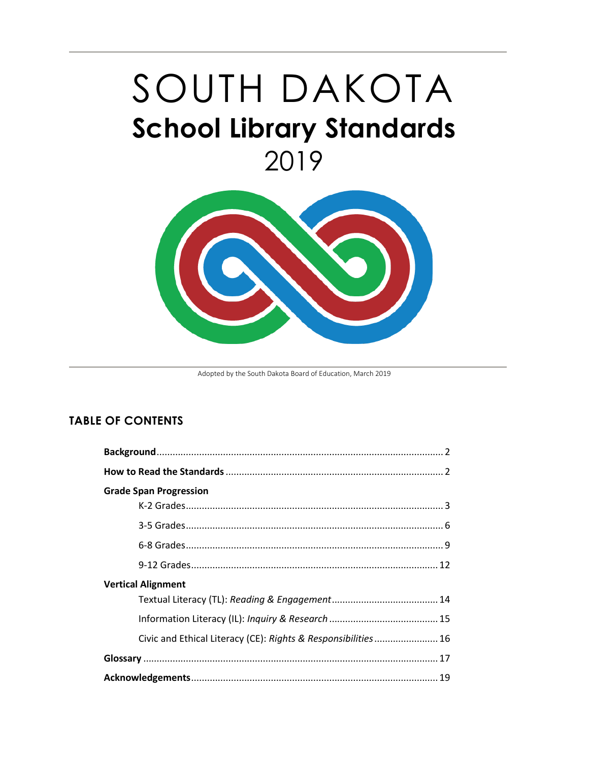# SOUTH DAKOTA
# School Library Standards
# 2019

Adopted by the South Dakota Board of Education, March 2019

## TABLE OF CONTENTS

| | |
|---|---|
| **Background** | 2 |
| **How to Read the Standards** | 2 |
| **Grade Span Progression** | |
| K-2 Grades | 3 |
| 3-5 Grades | 6 |
| 6-8 Grades | 9 |
| 9-12 Grades | 12 |
| **Vertical Alignment** | |
| Textual Literacy (TL): *Reading & Engagement* | 14 |
| Information Literacy (IL): *Inquiry & Research* | 15 |
| Civic and Ethical Literacy (CE): *Rights & Responsibilities* | 16 |
| **Glossary** | 17 |
| **Acknowledgements** | 19 |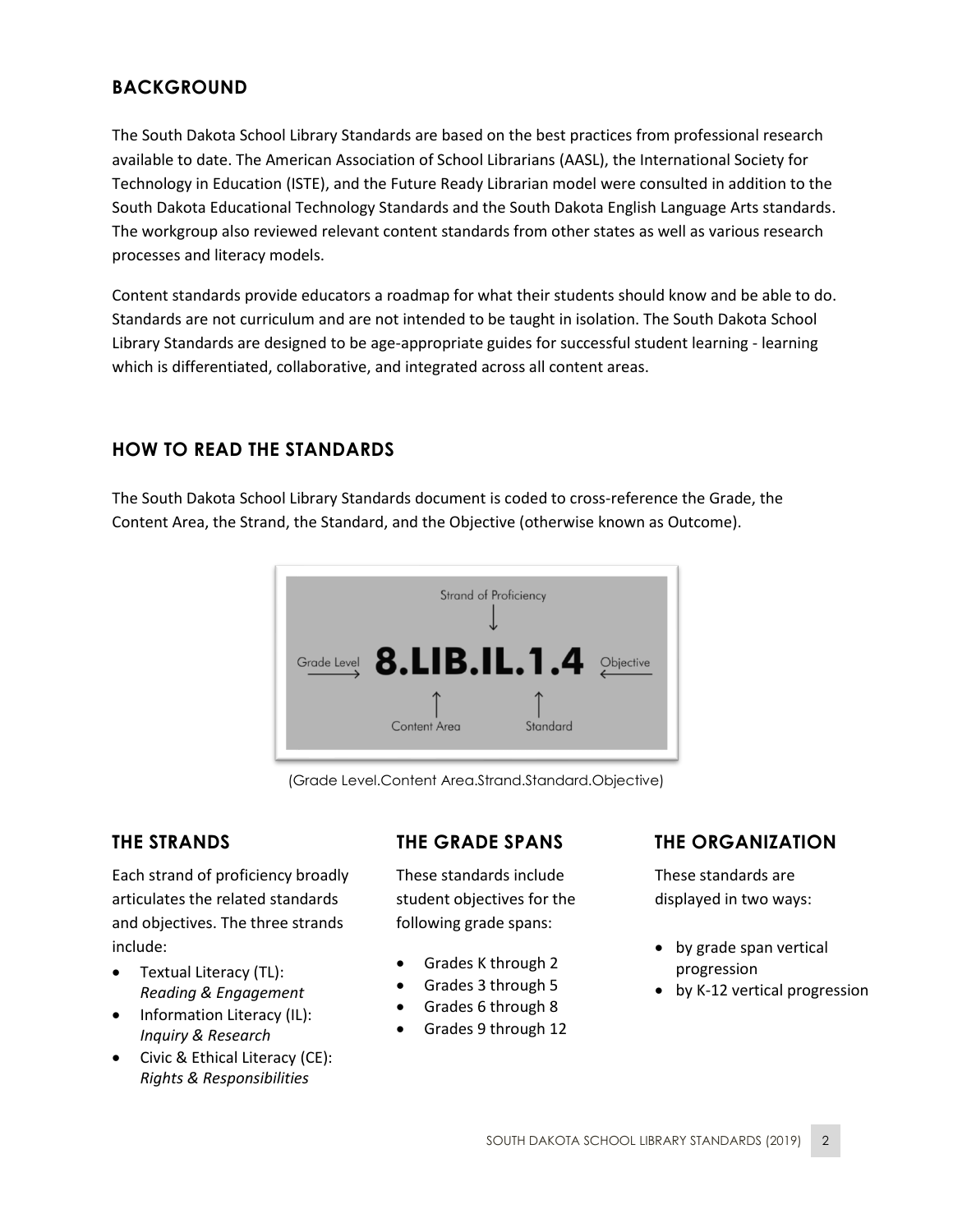## BACKGROUND

The South Dakota School Library Standards are based on the best practices from professional research available to date. The American Association of School Librarians (AASL), the International Society for Technology in Education (ISTE), and the Future Ready Librarian model were consulted in addition to the South Dakota Educational Technology Standards and the South Dakota English Language Arts standards. The workgroup also reviewed relevant content standards from other states as well as various research processes and literacy models.

Content standards provide educators a roadmap for what their students should know and be able to do. Standards are not curriculum and are not intended to be taught in isolation. The South Dakota School Library Standards are designed to be age-appropriate guides for successful student learning - learning which is differentiated, collaborative, and integrated across all content areas.

## HOW TO READ THE STANDARDS

The South Dakota School Library Standards document is coded to cross-reference the Grade, the Content Area, the Strand, the Standard, and the Objective (otherwise known as Outcome).

Strand of Proficiency

Grade Level → **8.LIB.IL.1.4** ← Objective

Content Area    Standard

(Grade Level.Content Area.Strand.Standard.Objective)

## THE STRANDS

Each strand of proficiency broadly articulates the related standards and objectives. The three strands include:

- Textual Literacy (TL): *Reading & Engagement*
- Information Literacy (IL): *Inquiry & Research*
- Civic & Ethical Literacy (CE): *Rights & Responsibilities*

## THE GRADE SPANS

These standards include student objectives for the following grade spans:

- Grades K through 2
- Grades 3 through 5
- Grades 6 through 8
- Grades 9 through 12

## THE ORGANIZATION

These standards are displayed in two ways:

- by grade span vertical progression
- by K-12 vertical progression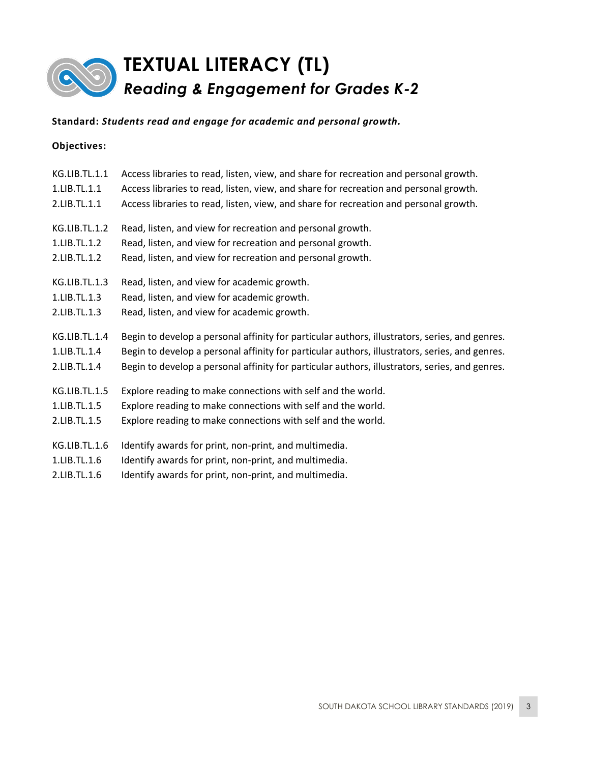# TEXTUAL LITERACY (TL)

## *Reading & Engagement for Grades K-2*

**Standard:** ***Students read and engage for academic and personal growth.***

**Objectives:**

KG.LIB.TL.1.1 Access libraries to read, listen, view, and share for recreation and personal growth.
1.LIB.TL.1.1 Access libraries to read, listen, view, and share for recreation and personal growth.
2.LIB.TL.1.1 Access libraries to read, listen, view, and share for recreation and personal growth.

KG.LIB.TL.1.2 Read, listen, and view for recreation and personal growth.
1.LIB.TL.1.2 Read, listen, and view for recreation and personal growth.
2.LIB.TL.1.2 Read, listen, and view for recreation and personal growth.

KG.LIB.TL.1.3 Read, listen, and view for academic growth.
1.LIB.TL.1.3 Read, listen, and view for academic growth.
2.LIB.TL.1.3 Read, listen, and view for academic growth.

KG.LIB.TL.1.4 Begin to develop a personal affinity for particular authors, illustrators, series, and genres.
1.LIB.TL.1.4 Begin to develop a personal affinity for particular authors, illustrators, series, and genres.
2.LIB.TL.1.4 Begin to develop a personal affinity for particular authors, illustrators, series, and genres.

KG.LIB.TL.1.5 Explore reading to make connections with self and the world.
1.LIB.TL.1.5 Explore reading to make connections with self and the world.
2.LIB.TL.1.5 Explore reading to make connections with self and the world.

KG.LIB.TL.1.6 Identify awards for print, non-print, and multimedia.
1.LIB.TL.1.6 Identify awards for print, non-print, and multimedia.
2.LIB.TL.1.6 Identify awards for print, non-print, and multimedia.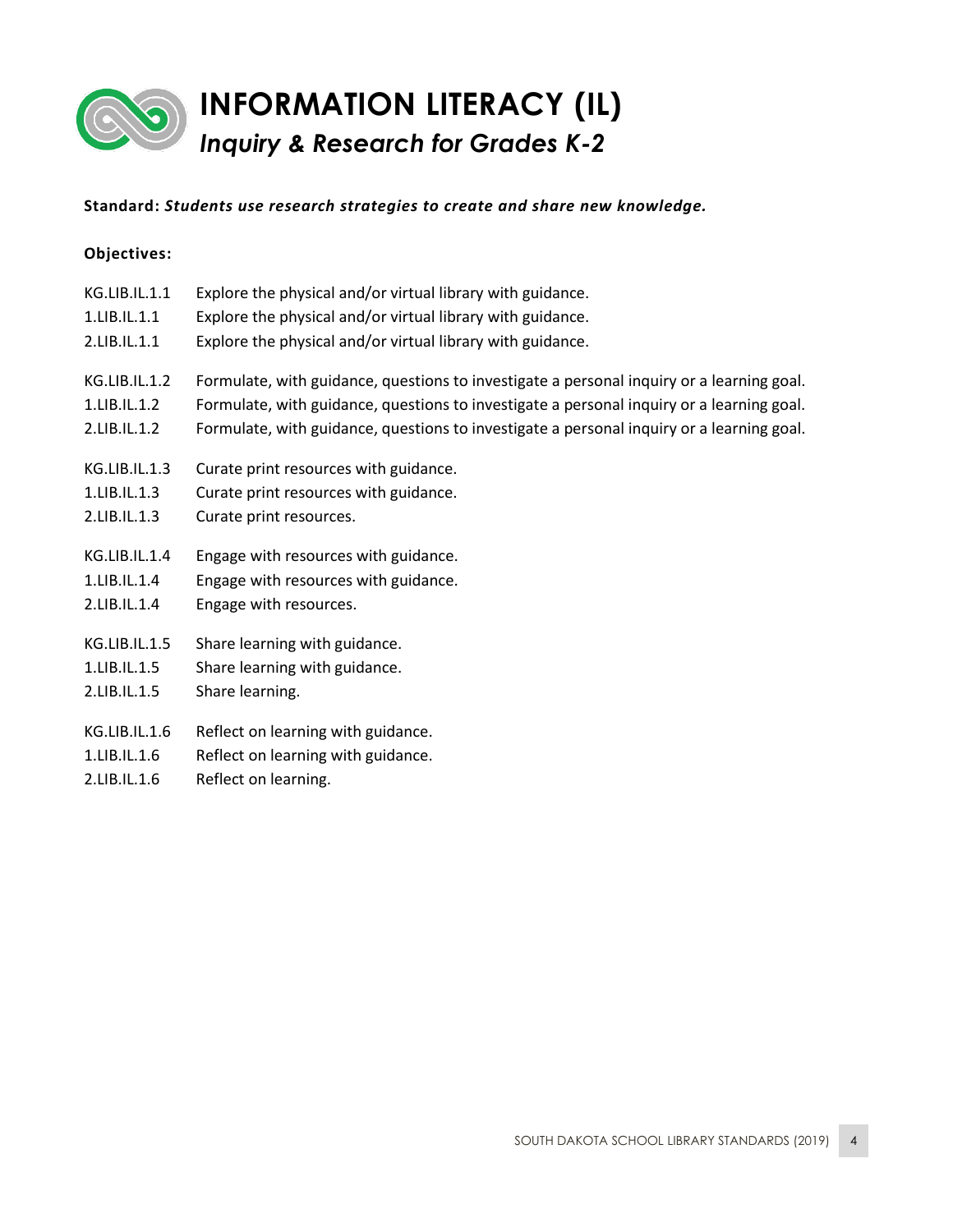# INFORMATION LITERACY (IL)

## *Inquiry & Research for Grades K-2*

**Standard: *Students use research strategies to create and share new knowledge.***

**Objectives:**

KG.LIB.IL.1.1 Explore the physical and/or virtual library with guidance.
1.LIB.IL.1.1 Explore the physical and/or virtual library with guidance.
2.LIB.IL.1.1 Explore the physical and/or virtual library with guidance.

KG.LIB.IL.1.2 Formulate, with guidance, questions to investigate a personal inquiry or a learning goal.
1.LIB.IL.1.2 Formulate, with guidance, questions to investigate a personal inquiry or a learning goal.
2.LIB.IL.1.2 Formulate, with guidance, questions to investigate a personal inquiry or a learning goal.

KG.LIB.IL.1.3 Curate print resources with guidance.
1.LIB.IL.1.3 Curate print resources with guidance.
2.LIB.IL.1.3 Curate print resources.

KG.LIB.IL.1.4 Engage with resources with guidance.
1.LIB.IL.1.4 Engage with resources with guidance.
2.LIB.IL.1.4 Engage with resources.

KG.LIB.IL.1.5 Share learning with guidance.
1.LIB.IL.1.5 Share learning with guidance.
2.LIB.IL.1.5 Share learning.

KG.LIB.IL.1.6 Reflect on learning with guidance.
1.LIB.IL.1.6 Reflect on learning with guidance.
2.LIB.IL.1.6 Reflect on learning.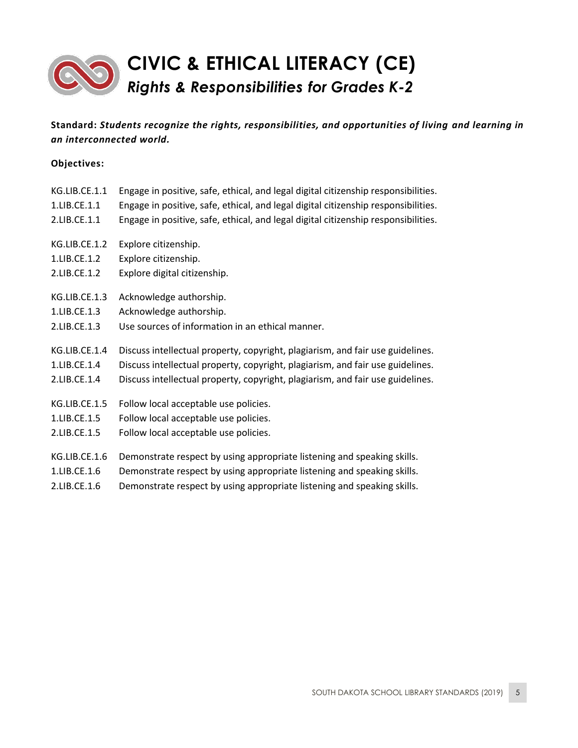# CIVIC & ETHICAL LITERACY (CE)

## *Rights & Responsibilities for Grades K-2*

**Standard:** ***Students recognize the rights, responsibilities, and opportunities of living and learning in an interconnected world.***

**Objectives:**

KG.LIB.CE.1.1 Engage in positive, safe, ethical, and legal digital citizenship responsibilities.
1.LIB.CE.1.1 Engage in positive, safe, ethical, and legal digital citizenship responsibilities.
2.LIB.CE.1.1 Engage in positive, safe, ethical, and legal digital citizenship responsibilities.

KG.LIB.CE.1.2 Explore citizenship.
1.LIB.CE.1.2 Explore citizenship.
2.LIB.CE.1.2 Explore digital citizenship.

KG.LIB.CE.1.3 Acknowledge authorship.
1.LIB.CE.1.3 Acknowledge authorship.
2.LIB.CE.1.3 Use sources of information in an ethical manner.

KG.LIB.CE.1.4 Discuss intellectual property, copyright, plagiarism, and fair use guidelines.
1.LIB.CE.1.4 Discuss intellectual property, copyright, plagiarism, and fair use guidelines.
2.LIB.CE.1.4 Discuss intellectual property, copyright, plagiarism, and fair use guidelines.

KG.LIB.CE.1.5 Follow local acceptable use policies.
1.LIB.CE.1.5 Follow local acceptable use policies.
2.LIB.CE.1.5 Follow local acceptable use policies.

KG.LIB.CE.1.6 Demonstrate respect by using appropriate listening and speaking skills.
1.LIB.CE.1.6 Demonstrate respect by using appropriate listening and speaking skills.
2.LIB.CE.1.6 Demonstrate respect by using appropriate listening and speaking skills.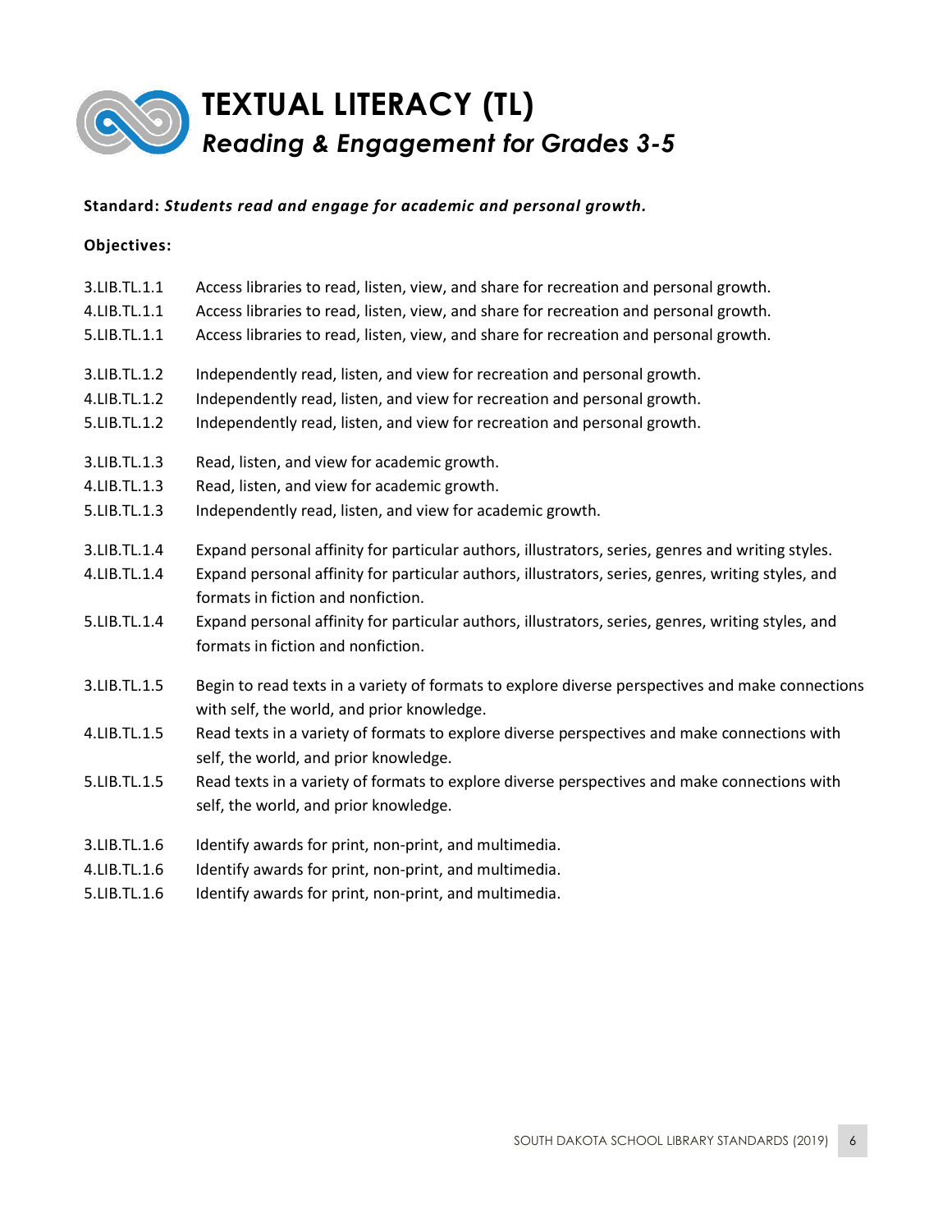# TEXTUAL LITERACY (TL)

## *Reading & Engagement for Grades 3-5*

**Standard:** ***Students read and engage for academic and personal growth.***

**Objectives:**

| | |
|---|---|
| 3.LIB.TL.1.1 | Access libraries to read, listen, view, and share for recreation and personal growth. |
| 4.LIB.TL.1.1 | Access libraries to read, listen, view, and share for recreation and personal growth. |
| 5.LIB.TL.1.1 | Access libraries to read, listen, view, and share for recreation and personal growth. |
| 3.LIB.TL.1.2 | Independently read, listen, and view for recreation and personal growth. |
| 4.LIB.TL.1.2 | Independently read, listen, and view for recreation and personal growth. |
| 5.LIB.TL.1.2 | Independently read, listen, and view for recreation and personal growth. |
| 3.LIB.TL.1.3 | Read, listen, and view for academic growth. |
| 4.LIB.TL.1.3 | Read, listen, and view for academic growth. |
| 5.LIB.TL.1.3 | Independently read, listen, and view for academic growth. |
| 3.LIB.TL.1.4 | Expand personal affinity for particular authors, illustrators, series, genres and writing styles. |
| 4.LIB.TL.1.4 | Expand personal affinity for particular authors, illustrators, series, genres, writing styles, and formats in fiction and nonfiction. |
| 5.LIB.TL.1.4 | Expand personal affinity for particular authors, illustrators, series, genres, writing styles, and formats in fiction and nonfiction. |
| 3.LIB.TL.1.5 | Begin to read texts in a variety of formats to explore diverse perspectives and make connections with self, the world, and prior knowledge. |
| 4.LIB.TL.1.5 | Read texts in a variety of formats to explore diverse perspectives and make connections with self, the world, and prior knowledge. |
| 5.LIB.TL.1.5 | Read texts in a variety of formats to explore diverse perspectives and make connections with self, the world, and prior knowledge. |
| 3.LIB.TL.1.6 | Identify awards for print, non-print, and multimedia. |
| 4.LIB.TL.1.6 | Identify awards for print, non-print, and multimedia. |
| 5.LIB.TL.1.6 | Identify awards for print, non-print, and multimedia. |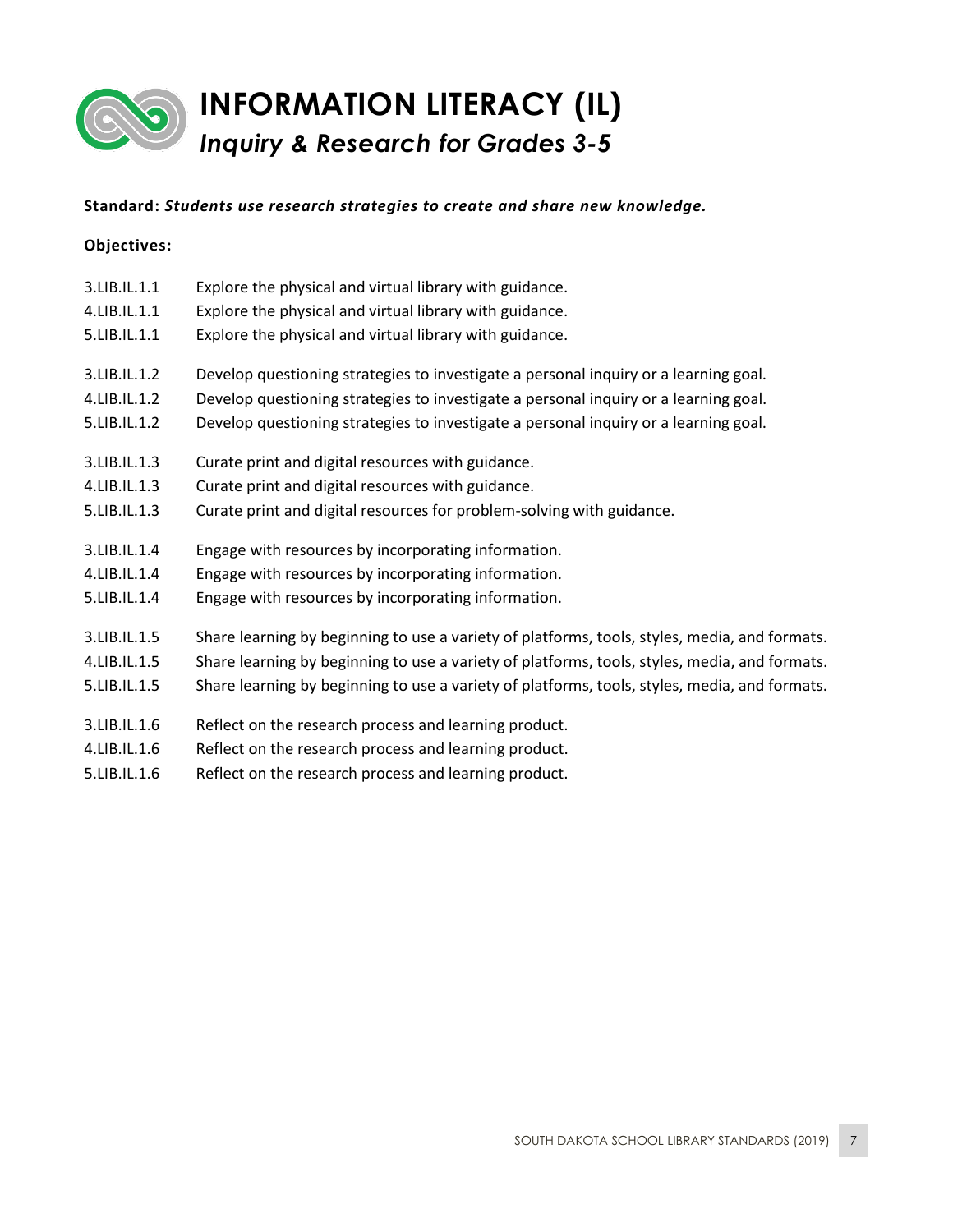# INFORMATION LITERACY (IL)

## *Inquiry & Research for Grades 3-5*

**Standard:** ***Students use research strategies to create and share new knowledge.***

**Objectives:**

3.LIB.IL.1.1 Explore the physical and virtual library with guidance.
4.LIB.IL.1.1 Explore the physical and virtual library with guidance.
5.LIB.IL.1.1 Explore the physical and virtual library with guidance.

3.LIB.IL.1.2 Develop questioning strategies to investigate a personal inquiry or a learning goal.
4.LIB.IL.1.2 Develop questioning strategies to investigate a personal inquiry or a learning goal.
5.LIB.IL.1.2 Develop questioning strategies to investigate a personal inquiry or a learning goal.

3.LIB.IL.1.3 Curate print and digital resources with guidance.
4.LIB.IL.1.3 Curate print and digital resources with guidance.
5.LIB.IL.1.3 Curate print and digital resources for problem-solving with guidance.

3.LIB.IL.1.4 Engage with resources by incorporating information.
4.LIB.IL.1.4 Engage with resources by incorporating information.
5.LIB.IL.1.4 Engage with resources by incorporating information.

3.LIB.IL.1.5 Share learning by beginning to use a variety of platforms, tools, styles, media, and formats.
4.LIB.IL.1.5 Share learning by beginning to use a variety of platforms, tools, styles, media, and formats.
5.LIB.IL.1.5 Share learning by beginning to use a variety of platforms, tools, styles, media, and formats.

3.LIB.IL.1.6 Reflect on the research process and learning product.
4.LIB.IL.1.6 Reflect on the research process and learning product.
5.LIB.IL.1.6 Reflect on the research process and learning product.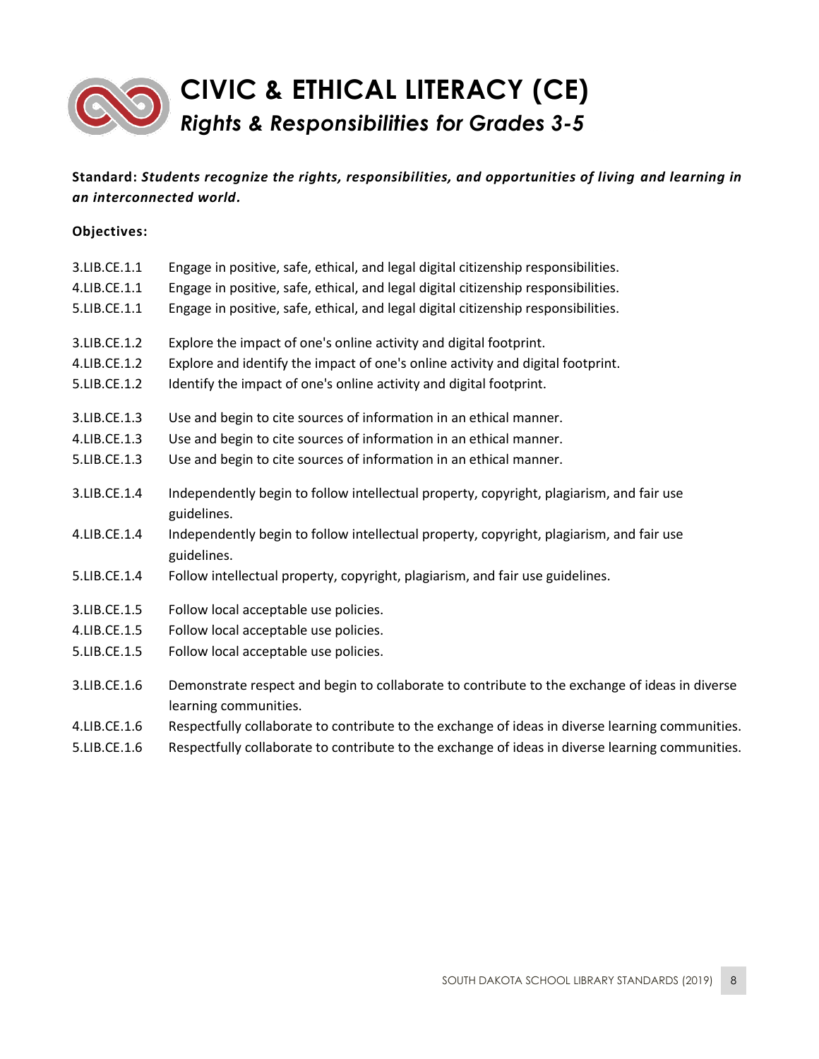# CIVIC & ETHICAL LITERACY (CE)

## *Rights & Responsibilities for Grades 3-5*

**Standard:** ***Students recognize the rights, responsibilities, and opportunities of living and learning in an interconnected world.***

**Objectives:**

| | |
|---|---|
| 3.LIB.CE.1.1 | Engage in positive, safe, ethical, and legal digital citizenship responsibilities. |
| 4.LIB.CE.1.1 | Engage in positive, safe, ethical, and legal digital citizenship responsibilities. |
| 5.LIB.CE.1.1 | Engage in positive, safe, ethical, and legal digital citizenship responsibilities. |
| 3.LIB.CE.1.2 | Explore the impact of one's online activity and digital footprint. |
| 4.LIB.CE.1.2 | Explore and identify the impact of one's online activity and digital footprint. |
| 5.LIB.CE.1.2 | Identify the impact of one's online activity and digital footprint. |
| 3.LIB.CE.1.3 | Use and begin to cite sources of information in an ethical manner. |
| 4.LIB.CE.1.3 | Use and begin to cite sources of information in an ethical manner. |
| 5.LIB.CE.1.3 | Use and begin to cite sources of information in an ethical manner. |
| 3.LIB.CE.1.4 | Independently begin to follow intellectual property, copyright, plagiarism, and fair use guidelines. |
| 4.LIB.CE.1.4 | Independently begin to follow intellectual property, copyright, plagiarism, and fair use guidelines. |
| 5.LIB.CE.1.4 | Follow intellectual property, copyright, plagiarism, and fair use guidelines. |
| 3.LIB.CE.1.5 | Follow local acceptable use policies. |
| 4.LIB.CE.1.5 | Follow local acceptable use policies. |
| 5.LIB.CE.1.5 | Follow local acceptable use policies. |
| 3.LIB.CE.1.6 | Demonstrate respect and begin to collaborate to contribute to the exchange of ideas in diverse learning communities. |
| 4.LIB.CE.1.6 | Respectfully collaborate to contribute to the exchange of ideas in diverse learning communities. |
| 5.LIB.CE.1.6 | Respectfully collaborate to contribute to the exchange of ideas in diverse learning communities. |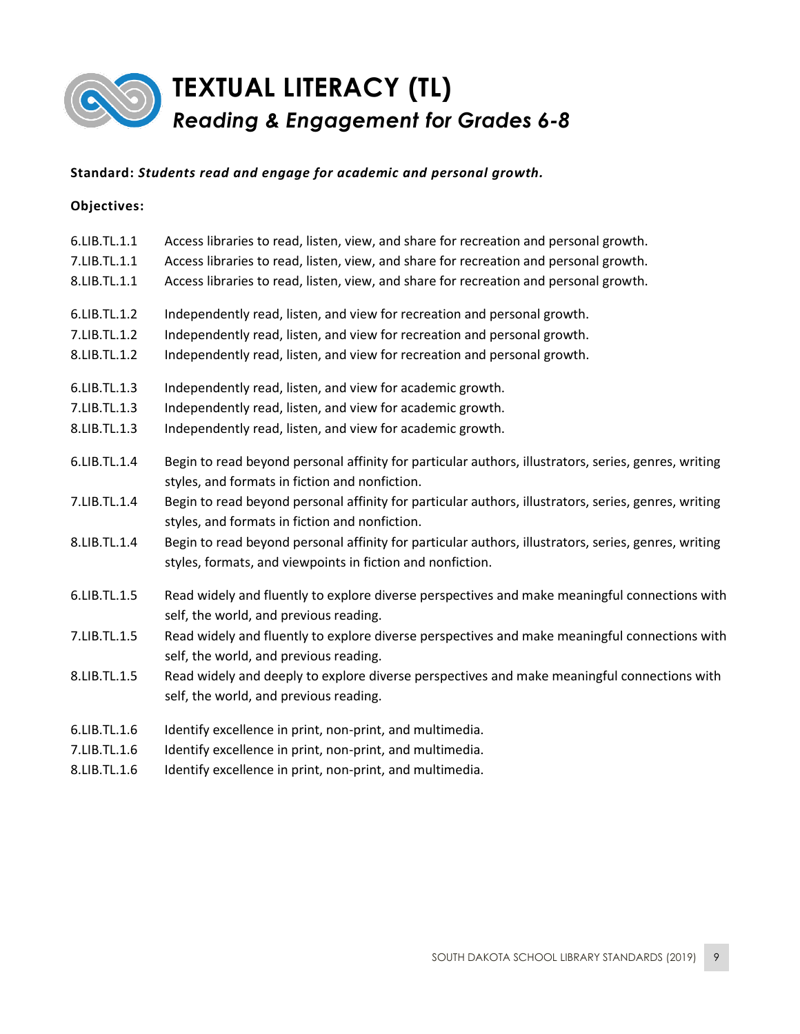# TEXTUAL LITERACY (TL)

## *Reading & Engagement for Grades 6-8*

**Standard:** ***Students read and engage for academic and personal growth.***

**Objectives:**

6.LIB.TL.1.1 Access libraries to read, listen, view, and share for recreation and personal growth.
7.LIB.TL.1.1 Access libraries to read, listen, view, and share for recreation and personal growth.
8.LIB.TL.1.1 Access libraries to read, listen, view, and share for recreation and personal growth.

6.LIB.TL.1.2 Independently read, listen, and view for recreation and personal growth.
7.LIB.TL.1.2 Independently read, listen, and view for recreation and personal growth.
8.LIB.TL.1.2 Independently read, listen, and view for recreation and personal growth.

6.LIB.TL.1.3 Independently read, listen, and view for academic growth.
7.LIB.TL.1.3 Independently read, listen, and view for academic growth.
8.LIB.TL.1.3 Independently read, listen, and view for academic growth.

6.LIB.TL.1.4 Begin to read beyond personal affinity for particular authors, illustrators, series, genres, writing styles, and formats in fiction and nonfiction.
7.LIB.TL.1.4 Begin to read beyond personal affinity for particular authors, illustrators, series, genres, writing styles, and formats in fiction and nonfiction.
8.LIB.TL.1.4 Begin to read beyond personal affinity for particular authors, illustrators, series, genres, writing styles, formats, and viewpoints in fiction and nonfiction.

6.LIB.TL.1.5 Read widely and fluently to explore diverse perspectives and make meaningful connections with self, the world, and previous reading.
7.LIB.TL.1.5 Read widely and fluently to explore diverse perspectives and make meaningful connections with self, the world, and previous reading.
8.LIB.TL.1.5 Read widely and deeply to explore diverse perspectives and make meaningful connections with self, the world, and previous reading.

6.LIB.TL.1.6 Identify excellence in print, non-print, and multimedia.
7.LIB.TL.1.6 Identify excellence in print, non-print, and multimedia.
8.LIB.TL.1.6 Identify excellence in print, non-print, and multimedia.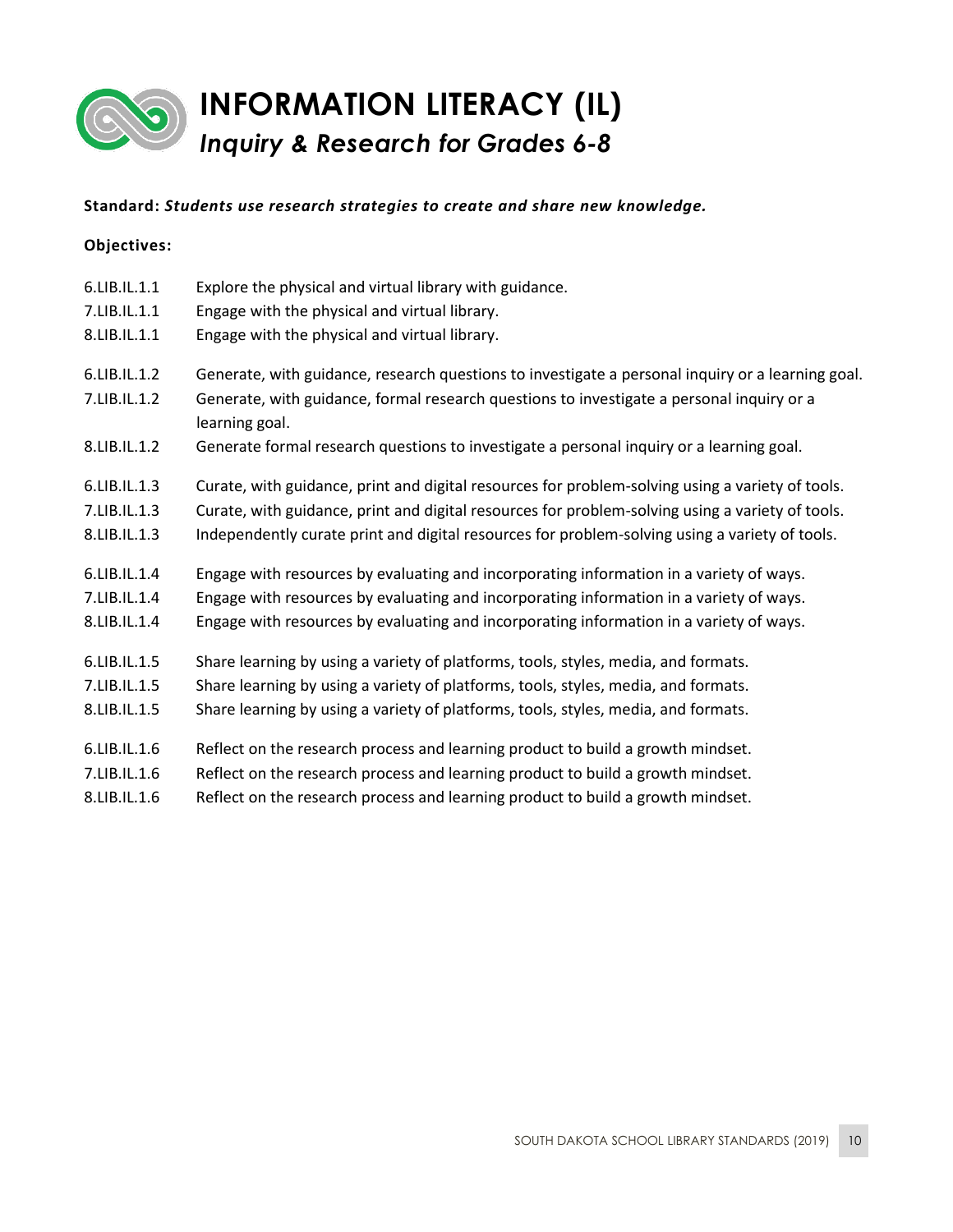# INFORMATION LITERACY (IL)

## *Inquiry & Research for Grades 6-8*

**Standard:** ***Students use research strategies to create and share new knowledge.***

**Objectives:**

| | |
|---|---|
| 6.LIB.IL.1.1 | Explore the physical and virtual library with guidance. |
| 7.LIB.IL.1.1 | Engage with the physical and virtual library. |
| 8.LIB.IL.1.1 | Engage with the physical and virtual library. |
| 6.LIB.IL.1.2 | Generate, with guidance, research questions to investigate a personal inquiry or a learning goal. |
| 7.LIB.IL.1.2 | Generate, with guidance, formal research questions to investigate a personal inquiry or a learning goal. |
| 8.LIB.IL.1.2 | Generate formal research questions to investigate a personal inquiry or a learning goal. |
| 6.LIB.IL.1.3 | Curate, with guidance, print and digital resources for problem-solving using a variety of tools. |
| 7.LIB.IL.1.3 | Curate, with guidance, print and digital resources for problem-solving using a variety of tools. |
| 8.LIB.IL.1.3 | Independently curate print and digital resources for problem-solving using a variety of tools. |
| 6.LIB.IL.1.4 | Engage with resources by evaluating and incorporating information in a variety of ways. |
| 7.LIB.IL.1.4 | Engage with resources by evaluating and incorporating information in a variety of ways. |
| 8.LIB.IL.1.4 | Engage with resources by evaluating and incorporating information in a variety of ways. |
| 6.LIB.IL.1.5 | Share learning by using a variety of platforms, tools, styles, media, and formats. |
| 7.LIB.IL.1.5 | Share learning by using a variety of platforms, tools, styles, media, and formats. |
| 8.LIB.IL.1.5 | Share learning by using a variety of platforms, tools, styles, media, and formats. |
| 6.LIB.IL.1.6 | Reflect on the research process and learning product to build a growth mindset. |
| 7.LIB.IL.1.6 | Reflect on the research process and learning product to build a growth mindset. |
| 8.LIB.IL.1.6 | Reflect on the research process and learning product to build a growth mindset. |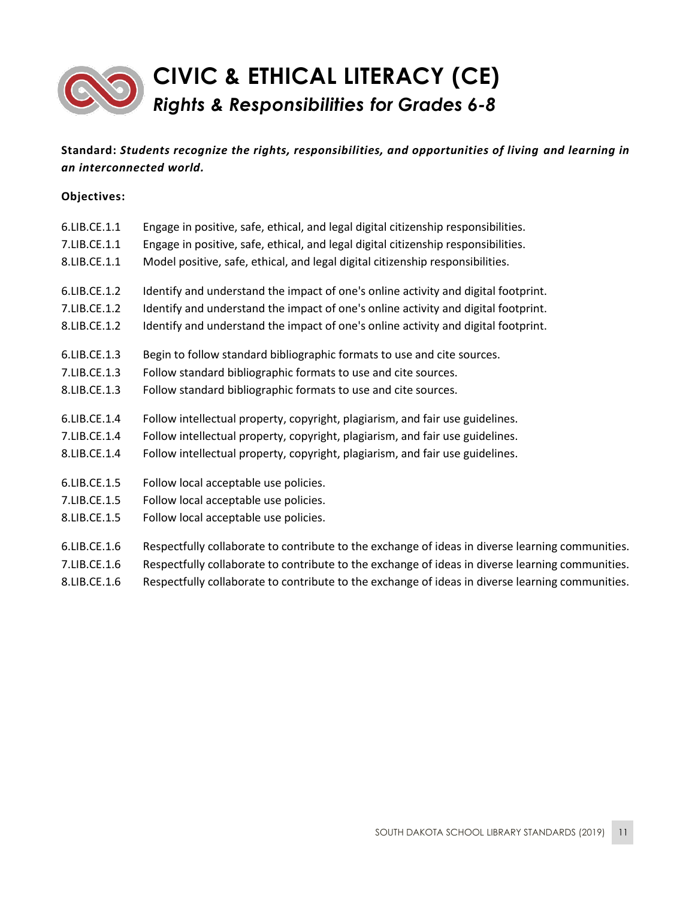# CIVIC & ETHICAL LITERACY (CE)

## *Rights & Responsibilities for Grades 6-8*

**Standard:** ***Students recognize the rights, responsibilities, and opportunities of living and learning in an interconnected world.***

**Objectives:**

6.LIB.CE.1.1 Engage in positive, safe, ethical, and legal digital citizenship responsibilities.
7.LIB.CE.1.1 Engage in positive, safe, ethical, and legal digital citizenship responsibilities.
8.LIB.CE.1.1 Model positive, safe, ethical, and legal digital citizenship responsibilities.

6.LIB.CE.1.2 Identify and understand the impact of one's online activity and digital footprint.
7.LIB.CE.1.2 Identify and understand the impact of one's online activity and digital footprint.
8.LIB.CE.1.2 Identify and understand the impact of one's online activity and digital footprint.

6.LIB.CE.1.3 Begin to follow standard bibliographic formats to use and cite sources.
7.LIB.CE.1.3 Follow standard bibliographic formats to use and cite sources.
8.LIB.CE.1.3 Follow standard bibliographic formats to use and cite sources.

6.LIB.CE.1.4 Follow intellectual property, copyright, plagiarism, and fair use guidelines.
7.LIB.CE.1.4 Follow intellectual property, copyright, plagiarism, and fair use guidelines.
8.LIB.CE.1.4 Follow intellectual property, copyright, plagiarism, and fair use guidelines.

6.LIB.CE.1.5 Follow local acceptable use policies.
7.LIB.CE.1.5 Follow local acceptable use policies.
8.LIB.CE.1.5 Follow local acceptable use policies.

6.LIB.CE.1.6 Respectfully collaborate to contribute to the exchange of ideas in diverse learning communities.
7.LIB.CE.1.6 Respectfully collaborate to contribute to the exchange of ideas in diverse learning communities.
8.LIB.CE.1.6 Respectfully collaborate to contribute to the exchange of ideas in diverse learning communities.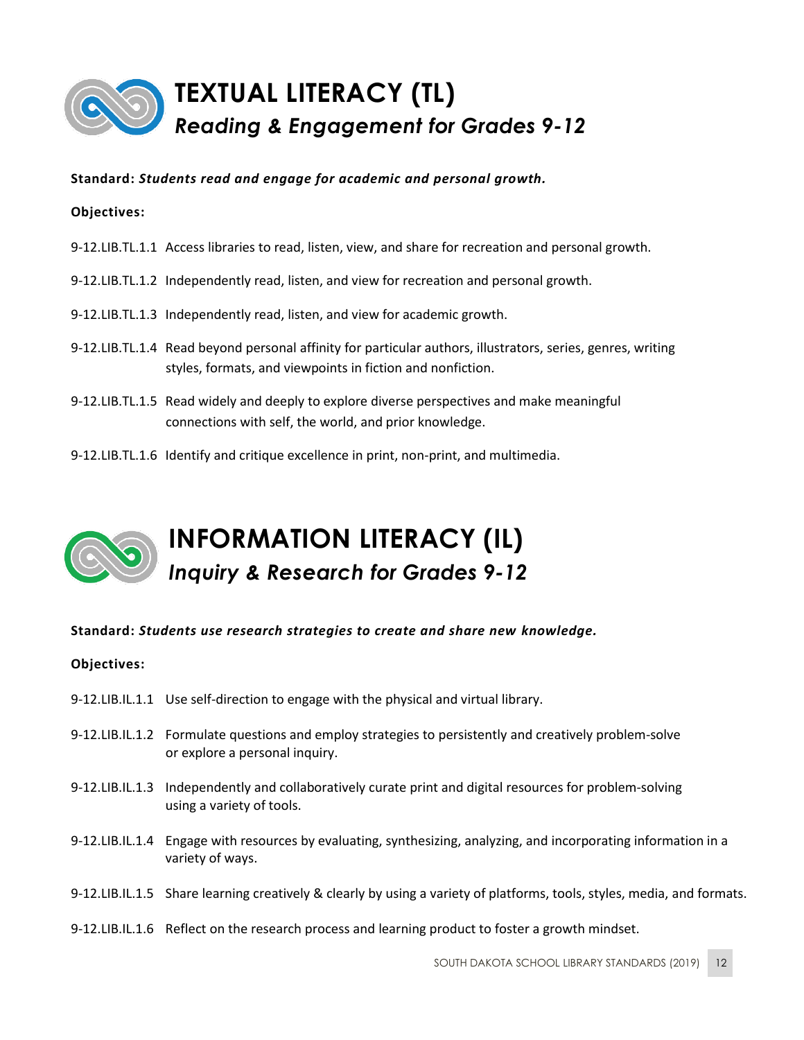# TEXTUAL LITERACY (TL)
## *Reading & Engagement for Grades 9-12*

**Standard:** ***Students read and engage for academic and personal growth.***

**Objectives:**

9-12.LIB.TL.1.1 Access libraries to read, listen, view, and share for recreation and personal growth.

9-12.LIB.TL.1.2 Independently read, listen, and view for recreation and personal growth.

9-12.LIB.TL.1.3 Independently read, listen, and view for academic growth.

9-12.LIB.TL.1.4 Read beyond personal affinity for particular authors, illustrators, series, genres, writing styles, formats, and viewpoints in fiction and nonfiction.

9-12.LIB.TL.1.5 Read widely and deeply to explore diverse perspectives and make meaningful connections with self, the world, and prior knowledge.

9-12.LIB.TL.1.6 Identify and critique excellence in print, non-print, and multimedia.

# INFORMATION LITERACY (IL)
## *Inquiry & Research for Grades 9-12*

**Standard:** ***Students use research strategies to create and share new knowledge.***

**Objectives:**

9-12.LIB.IL.1.1 Use self-direction to engage with the physical and virtual library.

9-12.LIB.IL.1.2 Formulate questions and employ strategies to persistently and creatively problem-solve or explore a personal inquiry.

9-12.LIB.IL.1.3 Independently and collaboratively curate print and digital resources for problem-solving using a variety of tools.

9-12.LIB.IL.1.4 Engage with resources by evaluating, synthesizing, analyzing, and incorporating information in a variety of ways.

9-12.LIB.IL.1.5 Share learning creatively & clearly by using a variety of platforms, tools, styles, media, and formats.

9-12.LIB.IL.1.6 Reflect on the research process and learning product to foster a growth mindset.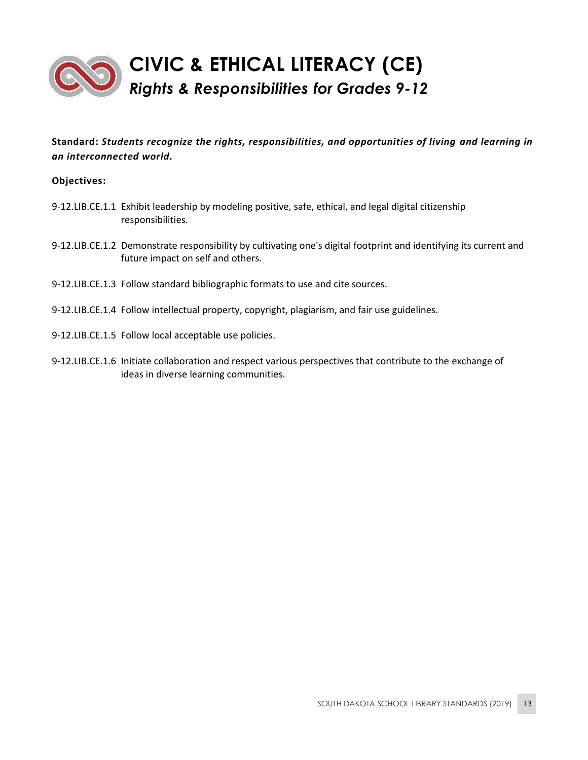# CIVIC & ETHICAL LITERACY (CE)

## *Rights & Responsibilities for Grades 9-12*

**Standard:** ***Students recognize the rights, responsibilities, and opportunities of living and learning in an interconnected world.***

**Objectives:**

9-12.LIB.CE.1.1 Exhibit leadership by modeling positive, safe, ethical, and legal digital citizenship responsibilities.

9-12.LIB.CE.1.2 Demonstrate responsibility by cultivating one's digital footprint and identifying its current and future impact on self and others.

9-12.LIB.CE.1.3 Follow standard bibliographic formats to use and cite sources.

9-12.LIB.CE.1.4 Follow intellectual property, copyright, plagiarism, and fair use guidelines.

9-12.LIB.CE.1.5 Follow local acceptable use policies.

9-12.LIB.CE.1.6 Initiate collaboration and respect various perspectives that contribute to the exchange of ideas in diverse learning communities.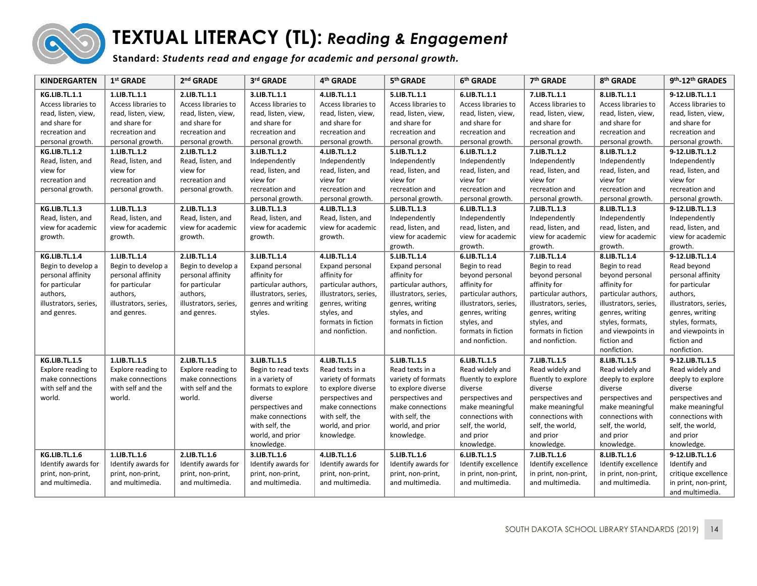# TEXTUAL LITERACY (TL): *Reading & Engagement*

**Standard:** ***Students read and engage for academic and personal growth.***

| KINDERGARTEN | 1st GRADE | 2nd GRADE | 3rd GRADE | 4th GRADE | 5th GRADE | 6th GRADE | 7th GRADE | 8th GRADE | 9th-12th GRADES |
|---|---|---|---|---|---|---|---|---|---|
| **KG.LIB.TL.1.1** Access libraries to read, listen, view, and share for recreation and personal growth. | **1.LIB.TL.1.1** Access libraries to read, listen, view, and share for recreation and personal growth. | **2.LIB.TL.1.1** Access libraries to read, listen, view, and share for recreation and personal growth. | **3.LIB.TL.1.1** Access libraries to read, listen, view, and share for recreation and personal growth. | **4.LIB.TL.1.1** Access libraries to read, listen, view, and share for recreation and personal growth. | **5.LIB.TL.1.1** Access libraries to read, listen, view, and share for recreation and personal growth. | **6.LIB.TL.1.1** Access libraries to read, listen, view, and share for recreation and personal growth. | **7.LIB.TL.1.1** Access libraries to read, listen, view, and share for recreation and personal growth. | **8.LIB.TL.1.1** Access libraries to read, listen, view, and share for recreation and personal growth. | **9-12.LIB.TL.1.1** Access libraries to read, listen, view, and share for recreation and personal growth. |
| **KG.LIB.TL.1.2** Read, listen, and view for recreation and personal growth. | **1.LIB.TL.1.2** Read, listen, and view for recreation and personal growth. | **2.LIB.TL.1.2** Read, listen, and view for recreation and personal growth. | **3.LIB.TL.1.2** Independently read, listen, and view for recreation and personal growth. | **4.LIB.TL.1.2** Independently read, listen, and view for recreation and personal growth. | **5.LIB.TL.1.2** Independently read, listen, and view for recreation and personal growth. | **6.LIB.TL.1.2** Independently read, listen, and view for recreation and personal growth. | **7.LIB.TL.1.2** Independently read, listen, and view for recreation and personal growth. | **8.LIB.TL.1.2** Independently read, listen, and view for recreation and personal growth. | **9-12.LIB.TL.1.2** Independently read, listen, and view for recreation and personal growth. |
| **KG.LIB.TL.1.3** Read, listen, and view for academic growth. | **1.LIB.TL.1.3** Read, listen, and view for academic growth. | **2.LIB.TL.1.3** Read, listen, and view for academic growth. | **3.LIB.TL.1.3** Read, listen, and view for academic growth. | **4.LIB.TL.1.3** Read, listen, and view for academic growth. | **5.LIB.TL.1.3** Independently read, listen, and view for academic growth. | **6.LIB.TL.1.3** Independently read, listen, and view for academic growth. | **7.LIB.TL.1.3** Independently read, listen, and view for academic growth. | **8.LIB.TL.1.3** Independently read, listen, and view for academic growth. | **9-12.LIB.TL.1.3** Independently read, listen, and view for academic growth. |
| **KG.LIB.TL.1.4** Begin to develop a personal affinity for particular authors, illustrators, series, and genres. | **1.LIB.TL.1.4** Begin to develop a personal affinity for particular authors, illustrators, series, and genres. | **2.LIB.TL.1.4** Begin to develop a personal affinity for particular authors, illustrators, series, and genres. | **3.LIB.TL.1.4** Expand personal affinity for particular authors, illustrators, series, genres and writing styles. | **4.LIB.TL.1.4** Expand personal affinity for particular authors, illustrators, series, genres, writing styles, and formats in fiction and nonfiction. | **5.LIB.TL.1.4** Expand personal affinity for particular authors, illustrators, series, genres, writing styles, and formats in fiction and nonfiction. | **6.LIB.TL.1.4** Begin to read beyond personal affinity for particular authors, illustrators, series, genres, writing styles, and formats in fiction and nonfiction. | **7.LIB.TL.1.4** Begin to read beyond personal affinity for particular authors, illustrators, series, genres, writing styles, and formats in fiction and nonfiction. | **8.LIB.TL.1.4** Begin to read beyond personal affinity for particular authors, illustrators, series, genres, writing styles, formats, and viewpoints in fiction and nonfiction. | **9-12.LIB.TL.1.4** Read beyond personal affinity for particular authors, illustrators, series, genres, writing styles, formats, and viewpoints in fiction and nonfiction. |
| **KG.LIB.TL.1.5** Explore reading to make connections with self and the world. | **1.LIB.TL.1.5** Explore reading to make connections with self and the world. | **2.LIB.TL.1.5** Explore reading to make connections with self and the world. | **3.LIB.TL.1.5** Begin to read texts in a variety of formats to explore diverse perspectives and make connections with self, the world, and prior knowledge. | **4.LIB.TL.1.5** Read texts in a variety of formats to explore diverse perspectives and make connections with self, the world, and prior knowledge. | **5.LIB.TL.1.5** Read texts in a variety of formats to explore diverse perspectives and make connections with self, the world, and prior knowledge. | **6.LIB.TL.1.5** Read widely and fluently to explore diverse perspectives and make meaningful connections with self, the world, and prior knowledge. | **7.LIB.TL.1.5** Read widely and fluently to explore diverse perspectives and make meaningful connections with self, the world, and prior knowledge. | **8.LIB.TL.1.5** Read widely and deeply to explore diverse perspectives and make meaningful connections with self, the world, and prior knowledge. | **9-12.LIB.TL.1.5** Read widely and deeply to explore diverse perspectives and make meaningful connections with self, the world, and prior knowledge. |
| **KG.LIB.TL.1.6** Identify awards for print, non-print, and multimedia. | **1.LIB.TL.1.6** Identify awards for print, non-print, and multimedia. | **2.LIB.TL.1.6** Identify awards for print, non-print, and multimedia. | **3.LIB.TL.1.6** Identify awards for print, non-print, and multimedia. | **4.LIB.TL.1.6** Identify awards for print, non-print, and multimedia. | **5.LIB.TL.1.6** Identify awards for print, non-print, and multimedia. | **6.LIB.TL.1.5** Identify excellence in print, non-print, and multimedia. | **7.LIB.TL.1.6** Identify excellence in print, non-print, and multimedia. | **8.LIB.TL.1.6** Identify excellence in print, non-print, and multimedia. | **9-12.LIB.TL.1.6** Identify and critique excellence in print, non-print, and multimedia. |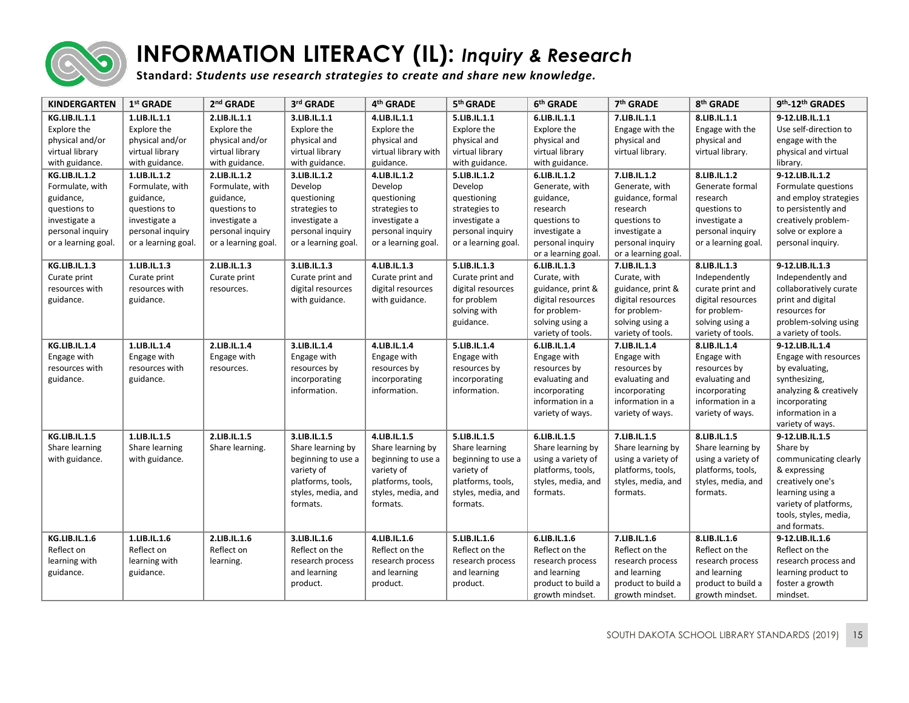# INFORMATION LITERACY (IL): *Inquiry & Research*

**Standard:** ***Students use research strategies to create and share new knowledge.***

| KINDERGARTEN | 1st GRADE | 2nd GRADE | 3rd GRADE | 4th GRADE | 5th GRADE | 6th GRADE | 7th GRADE | 8th GRADE | 9th-12th GRADES |
|---|---|---|---|---|---|---|---|---|---|
| **KG.LIB.IL.1.1** Explore the physical and/or virtual library with guidance. | **1.LIB.IL.1.1** Explore the physical and/or virtual library with guidance. | **2.LIB.IL.1.1** Explore the physical and/or virtual library with guidance. | **3.LIB.IL.1.1** Explore the physical and virtual library with guidance. | **4.LIB.IL.1.1** Explore the physical and virtual library with guidance. | **5.LIB.IL.1.1** Explore the physical and virtual library with guidance. | **6.LIB.IL.1.1** Explore the physical and virtual library with guidance. | **7.LIB.IL.1.1** Engage with the physical and virtual library. | **8.LIB.IL.1.1** Engage with the physical and virtual library. | **9-12.LIB.IL.1.1** Use self-direction to engage with the physical and virtual library. |
| **KG.LIB.IL.1.2** Formulate, with guidance, questions to investigate a personal inquiry or a learning goal. | **1.LIB.IL.1.2** Formulate, with guidance, questions to investigate a personal inquiry or a learning goal. | **2.LIB.IL.1.2** Formulate, with guidance, questions to investigate a personal inquiry or a learning goal. | **3.LIB.IL.1.2** Develop questioning strategies to investigate a personal inquiry or a learning goal. | **4.LIB.IL.1.2** Develop questioning strategies to investigate a personal inquiry or a learning goal. | **5.LIB.IL.1.2** Develop questioning strategies to investigate a personal inquiry or a learning goal. | **6.LIB.IL.1.2** Generate, with guidance, research questions to investigate a personal inquiry or a learning goal. | **7.LIB.IL.1.2** Generate, with guidance, formal research questions to investigate a personal inquiry or a learning goal. | **8.LIB.IL.1.2** Generate formal research questions to investigate a personal inquiry or a learning goal. | **9-12.LIB.IL.1.2** Formulate questions and employ strategies to persistently and creatively problem-solve or explore a personal inquiry. |
| **KG.LIB.IL.1.3** Curate print resources with guidance. | **1.LIB.IL.1.3** Curate print resources with guidance. | **2.LIB.IL.1.3** Curate print resources. | **3.LIB.IL.1.3** Curate print and digital resources with guidance. | **4.LIB.IL.1.3** Curate print and digital resources with guidance. | **5.LIB.IL.1.3** Curate print and digital resources for problem solving with guidance. | **6.LIB.IL.1.3** Curate, with guidance, print & digital resources for problem-solving using a variety of tools. | **7.LIB.IL.1.3** Curate, with guidance, print & digital resources for problem-solving using a variety of tools. | **8.LIB.IL.1.3** Independently curate print and digital resources for problem-solving using a variety of tools. | **9-12.LIB.IL.1.3** Independently and collaboratively curate print and digital resources for problem-solving using a variety of tools. |
| **KG.LIB.IL.1.4** Engage with resources with guidance. | **1.LIB.IL.1.4** Engage with resources with guidance. | **2.LIB.IL.1.4** Engage with resources. | **3.LIB.IL.1.4** Engage with resources by incorporating information. | **4.LIB.IL.1.4** Engage with resources by incorporating information. | **5.LIB.IL.1.4** Engage with resources by incorporating information. | **6.LIB.IL.1.4** Engage with resources by evaluating and incorporating information in a variety of ways. | **7.LIB.IL.1.4** Engage with resources by evaluating and incorporating information in a variety of ways. | **8.LIB.IL.1.4** Engage with resources by evaluating and incorporating information in a variety of ways. | **9-12.LIB.IL.1.4** Engage with resources by evaluating, synthesizing, analyzing & creatively incorporating information in a variety of ways. |
| **KG.LIB.IL.1.5** Share learning with guidance. | **1.LIB.IL.1.5** Share learning with guidance. | **2.LIB.IL.1.5** Share learning. | **3.LIB.IL.1.5** Share learning by beginning to use a variety of platforms, tools, styles, media, and formats. | **4.LIB.IL.1.5** Share learning by beginning to use a variety of platforms, tools, styles, media, and formats. | **5.LIB.IL.1.5** Share learning by beginning to use a variety of platforms, tools, styles, media, and formats. | **6.LIB.IL.1.5** Share learning by using a variety of platforms, tools, styles, media, and formats. | **7.LIB.IL.1.5** Share learning by using a variety of platforms, tools, styles, media, and formats. | **8.LIB.IL.1.5** Share learning by using a variety of platforms, tools, styles, media, and formats. | **9-12.LIB.IL.1.5** Share by communicating clearly & expressing creatively one's learning using a variety of platforms, tools, styles, media, and formats. |
| **KG.LIB.IL.1.6** Reflect on learning with guidance. | **1.LIB.IL.1.6** Reflect on learning with guidance. | **2.LIB.IL.1.6** Reflect on learning. | **3.LIB.IL.1.6** Reflect on the research process and learning product. | **4.LIB.IL.1.6** Reflect on the research process and learning product. | **5.LIB.IL.1.6** Reflect on the research process and learning product. | **6.LIB.IL.1.6** Reflect on the research process and learning product to build a growth mindset. | **7.LIB.IL.1.6** Reflect on the research process and learning product to build a growth mindset. | **8.LIB.IL.1.6** Reflect on the research process and learning product to build a growth mindset. | **9-12.LIB.IL.1.6** Reflect on the research process and learning product to foster a growth mindset. |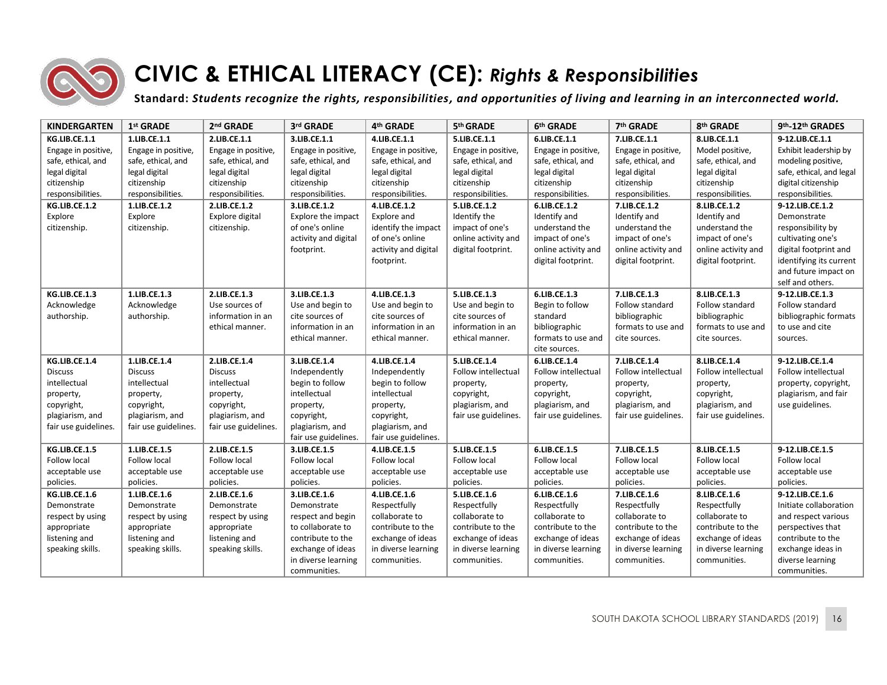# CIVIC & ETHICAL LITERACY (CE): *Rights & Responsibilities*

**Standard:** ***Students recognize the rights, responsibilities, and opportunities of living and learning in an interconnected world.***

| KINDERGARTEN | 1st GRADE | 2nd GRADE | 3rd GRADE | 4th GRADE | 5th GRADE | 6th GRADE | 7th GRADE | 8th GRADE | 9th-12th GRADES |
|---|---|---|---|---|---|---|---|---|---|
| **KG.LIB.CE.1.1** Engage in positive, safe, ethical, and legal digital citizenship responsibilities. | **1.LIB.CE.1.1** Engage in positive, safe, ethical, and legal digital citizenship responsibilities. | **2.LIB.CE.1.1** Engage in positive, safe, ethical, and legal digital citizenship responsibilities. | **3.LIB.CE.1.1** Engage in positive, safe, ethical, and legal digital citizenship responsibilities. | **4.LIB.CE.1.1** Engage in positive, safe, ethical, and legal digital citizenship responsibilities. | **5.LIB.CE.1.1** Engage in positive, safe, ethical, and legal digital citizenship responsibilities. | **6.LIB.CE.1.1** Engage in positive, safe, ethical, and legal digital citizenship responsibilities. | **7.LIB.CE.1.1** Engage in positive, safe, ethical, and legal digital citizenship responsibilities. | **8.LIB.CE.1.1** Model positive, safe, ethical, and legal digital citizenship responsibilities. | **9-12.LIB.CE.1.1** Exhibit leadership by modeling positive, safe, ethical, and legal digital citizenship responsibilities. |
| **KG.LIB.CE.1.2** Explore citizenship. | **1.LIB.CE.1.2** Explore citizenship. | **2.LIB.CE.1.2** Explore digital citizenship. | **3.LIB.CE.1.2** Explore the impact of one's online activity and digital footprint. | **4.LIB.CE.1.2** Explore and identify the impact of one's online activity and digital footprint. | **5.LIB.CE.1.2** Identify the impact of one's online activity and digital footprint. | **6.LIB.CE.1.2** Identify and understand the impact of one's online activity and digital footprint. | **7.LIB.CE.1.2** Identify and understand the impact of one's online activity and digital footprint. | **8.LIB.CE.1.2** Identify and understand the impact of one's online activity and digital footprint. | **9-12.LIB.CE.1.2** Demonstrate responsibility by cultivating one's digital footprint and identifying its current and future impact on self and others. |
| **KG.LIB.CE.1.3** Acknowledge authorship. | **1.LIB.CE.1.3** Acknowledge authorship. | **2.LIB.CE.1.3** Use sources of information in an ethical manner. | **3.LIB.CE.1.3** Use and begin to cite sources of information in an ethical manner. | **4.LIB.CE.1.3** Use and begin to cite sources of information in an ethical manner. | **5.LIB.CE.1.3** Use and begin to cite sources of information in an ethical manner. | **6.LIB.CE.1.3** Begin to follow standard bibliographic formats to use and cite sources. | **7.LIB.CE.1.3** Follow standard bibliographic formats to use and cite sources. | **8.LIB.CE.1.3** Follow standard bibliographic formats to use and cite sources. | **9-12.LIB.CE.1.3** Follow standard bibliographic formats to use and cite sources. |
| **KG.LIB.CE.1.4** Discuss intellectual property, copyright, plagiarism, and fair use guidelines. | **1.LIB.CE.1.4** Discuss intellectual property, copyright, plagiarism, and fair use guidelines. | **2.LIB.CE.1.4** Discuss intellectual property, copyright, plagiarism, and fair use guidelines. | **3.LIB.CE.1.4** Independently begin to follow intellectual property, copyright, plagiarism, and fair use guidelines. | **4.LIB.CE.1.4** Independently begin to follow intellectual property, copyright, plagiarism, and fair use guidelines. | **5.LIB.CE.1.4** Follow intellectual property, copyright, plagiarism, and fair use guidelines. | **6.LIB.CE.1.4** Follow intellectual property, copyright, plagiarism, and fair use guidelines. | **7.LIB.CE.1.4** Follow intellectual property, copyright, plagiarism, and fair use guidelines. | **8.LIB.CE.1.4** Follow intellectual property, copyright, plagiarism, and fair use guidelines. | **9-12.LIB.CE.1.4** Follow intellectual property, copyright, plagiarism, and fair use guidelines. |
| **KG.LIB.CE.1.5** Follow local acceptable use policies. | **1.LIB.CE.1.5** Follow local acceptable use policies. | **2.LIB.CE.1.5** Follow local acceptable use policies. | **3.LIB.CE.1.5** Follow local acceptable use policies. | **4.LIB.CE.1.5** Follow local acceptable use policies. | **5.LIB.CE.1.5** Follow local acceptable use policies. | **6.LIB.CE.1.5** Follow local acceptable use policies. | **7.LIB.CE.1.5** Follow local acceptable use policies. | **8.LIB.CE.1.5** Follow local acceptable use policies. | **9-12.LIB.CE.1.5** Follow local acceptable use policies. |
| **KG.LIB.CE.1.6** Demonstrate respect by using appropriate listening and speaking skills. | **1.LIB.CE.1.6** Demonstrate respect by using appropriate listening and speaking skills. | **2.LIB.CE.1.6** Demonstrate respect by using appropriate listening and speaking skills. | **3.LIB.CE.1.6** Demonstrate respect and begin to collaborate to contribute to the exchange of ideas in diverse learning communities. | **4.LIB.CE.1.6** Respectfully collaborate to contribute to the exchange of ideas in diverse learning communities. | **5.LIB.CE.1.6** Respectfully collaborate to contribute to the exchange of ideas in diverse learning communities. | **6.LIB.CE.1.6** Respectfully collaborate to contribute to the exchange of ideas in diverse learning communities. | **7.LIB.CE.1.6** Respectfully collaborate to contribute to the exchange of ideas in diverse learning communities. | **8.LIB.CE.1.6** Respectfully collaborate to contribute to the exchange of ideas in diverse learning communities. | **9-12.LIB.CE.1.6** Initiate collaboration and respect various perspectives that contribute to the exchange ideas in diverse learning communities. |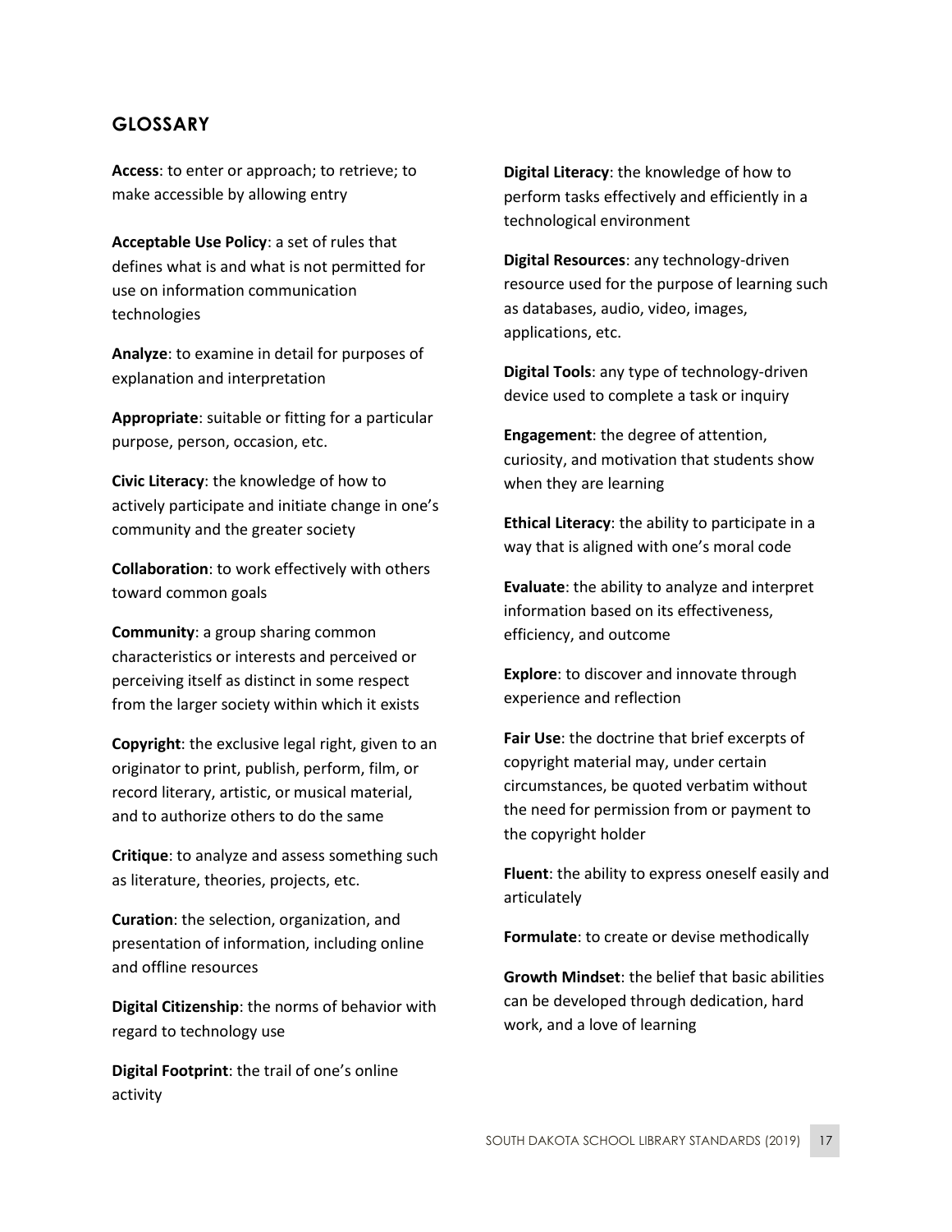## GLOSSARY

**Access**: to enter or approach; to retrieve; to make accessible by allowing entry

**Acceptable Use Policy**: a set of rules that defines what is and what is not permitted for use on information communication technologies

**Analyze**: to examine in detail for purposes of explanation and interpretation

**Appropriate**: suitable or fitting for a particular purpose, person, occasion, etc.

**Civic Literacy**: the knowledge of how to actively participate and initiate change in one's community and the greater society

**Collaboration**: to work effectively with others toward common goals

**Community**: a group sharing common characteristics or interests and perceived or perceiving itself as distinct in some respect from the larger society within which it exists

**Copyright**: the exclusive legal right, given to an originator to print, publish, perform, film, or record literary, artistic, or musical material, and to authorize others to do the same

**Critique**: to analyze and assess something such as literature, theories, projects, etc.

**Curation**: the selection, organization, and presentation of information, including online and offline resources

**Digital Citizenship**: the norms of behavior with regard to technology use

**Digital Footprint**: the trail of one's online activity

**Digital Literacy**: the knowledge of how to perform tasks effectively and efficiently in a technological environment

**Digital Resources**: any technology-driven resource used for the purpose of learning such as databases, audio, video, images, applications, etc.

**Digital Tools**: any type of technology-driven device used to complete a task or inquiry

**Engagement**: the degree of attention, curiosity, and motivation that students show when they are learning

**Ethical Literacy**: the ability to participate in a way that is aligned with one's moral code

**Evaluate**: the ability to analyze and interpret information based on its effectiveness, efficiency, and outcome

**Explore**: to discover and innovate through experience and reflection

**Fair Use**: the doctrine that brief excerpts of copyright material may, under certain circumstances, be quoted verbatim without the need for permission from or payment to the copyright holder

**Fluent**: the ability to express oneself easily and articulately

**Formulate**: to create or devise methodically

**Growth Mindset**: the belief that basic abilities can be developed through dedication, hard work, and a love of learning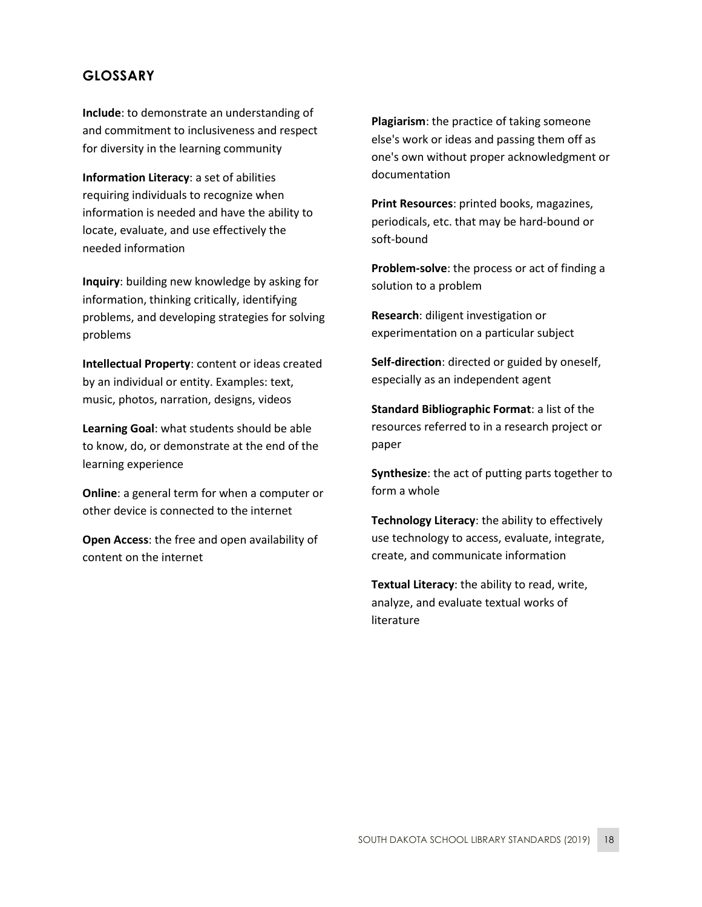## GLOSSARY

**Include**: to demonstrate an understanding of and commitment to inclusiveness and respect for diversity in the learning community

**Information Literacy**: a set of abilities requiring individuals to recognize when information is needed and have the ability to locate, evaluate, and use effectively the needed information

**Inquiry**: building new knowledge by asking for information, thinking critically, identifying problems, and developing strategies for solving problems

**Intellectual Property**: content or ideas created by an individual or entity. Examples: text, music, photos, narration, designs, videos

**Learning Goal**: what students should be able to know, do, or demonstrate at the end of the learning experience

**Online**: a general term for when a computer or other device is connected to the internet

**Open Access**: the free and open availability of content on the internet

**Plagiarism**: the practice of taking someone else's work or ideas and passing them off as one's own without proper acknowledgment or documentation

**Print Resources**: printed books, magazines, periodicals, etc. that may be hard-bound or soft-bound

**Problem-solve**: the process or act of finding a solution to a problem

**Research**: diligent investigation or experimentation on a particular subject

**Self-direction**: directed or guided by oneself, especially as an independent agent

**Standard Bibliographic Format**: a list of the resources referred to in a research project or paper

**Synthesize**: the act of putting parts together to form a whole

**Technology Literacy**: the ability to effectively use technology to access, evaluate, integrate, create, and communicate information

**Textual Literacy**: the ability to read, write, analyze, and evaluate textual works of literature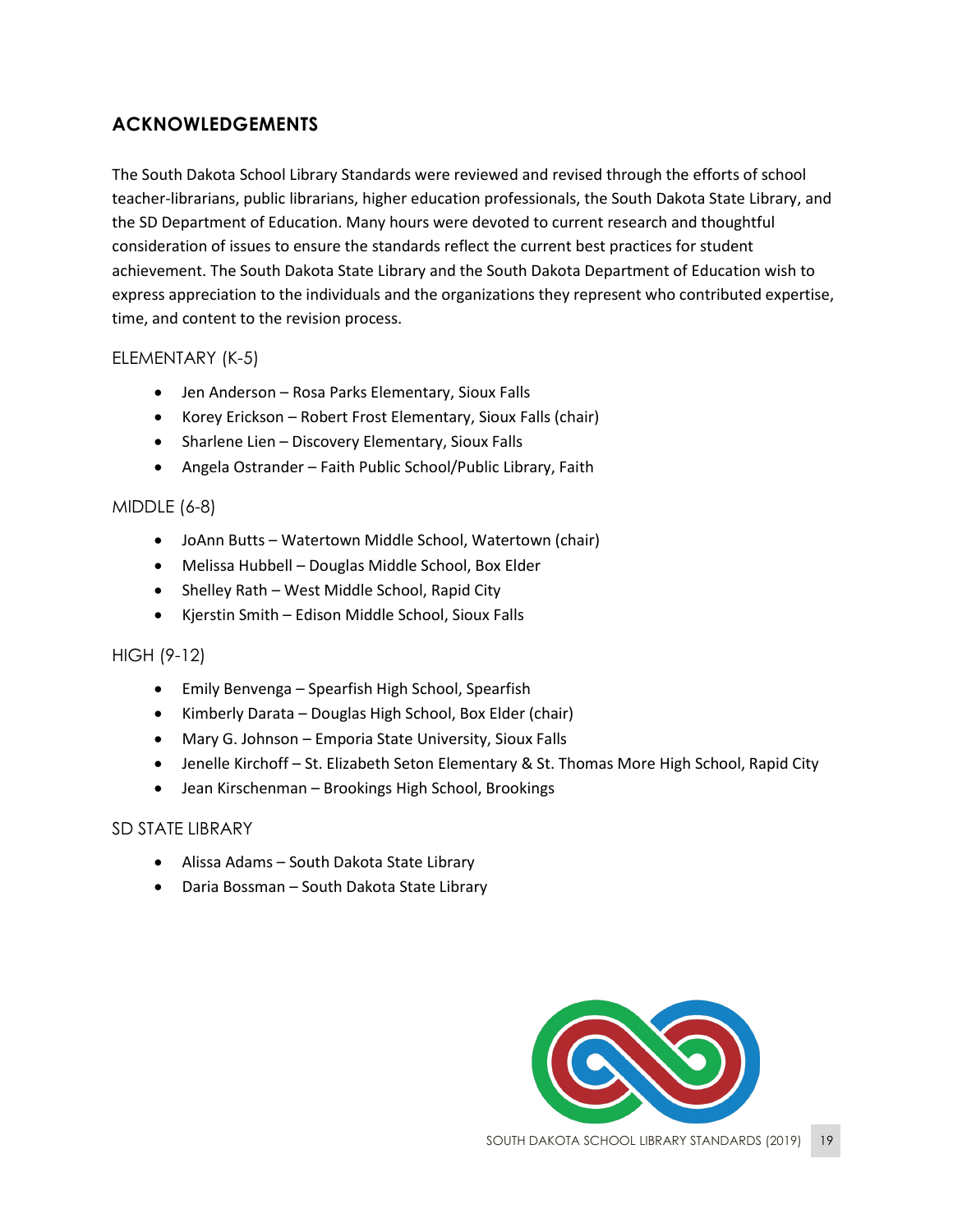## ACKNOWLEDGEMENTS

The South Dakota School Library Standards were reviewed and revised through the efforts of school teacher-librarians, public librarians, higher education professionals, the South Dakota State Library, and the SD Department of Education. Many hours were devoted to current research and thoughtful consideration of issues to ensure the standards reflect the current best practices for student achievement. The South Dakota State Library and the South Dakota Department of Education wish to express appreciation to the individuals and the organizations they represent who contributed expertise, time, and content to the revision process.

### ELEMENTARY (K-5)

- Jen Anderson – Rosa Parks Elementary, Sioux Falls
- Korey Erickson – Robert Frost Elementary, Sioux Falls (chair)
- Sharlene Lien – Discovery Elementary, Sioux Falls
- Angela Ostrander – Faith Public School/Public Library, Faith

### MIDDLE (6-8)

- JoAnn Butts – Watertown Middle School, Watertown (chair)
- Melissa Hubbell – Douglas Middle School, Box Elder
- Shelley Rath – West Middle School, Rapid City
- Kjerstin Smith – Edison Middle School, Sioux Falls

### HIGH (9-12)

- Emily Benvenga – Spearfish High School, Spearfish
- Kimberly Darata – Douglas High School, Box Elder (chair)
- Mary G. Johnson – Emporia State University, Sioux Falls
- Jenelle Kirchoff – St. Elizabeth Seton Elementary & St. Thomas More High School, Rapid City
- Jean Kirschenman – Brookings High School, Brookings

### SD STATE LIBRARY

- Alissa Adams – South Dakota State Library
- Daria Bossman – South Dakota State Library